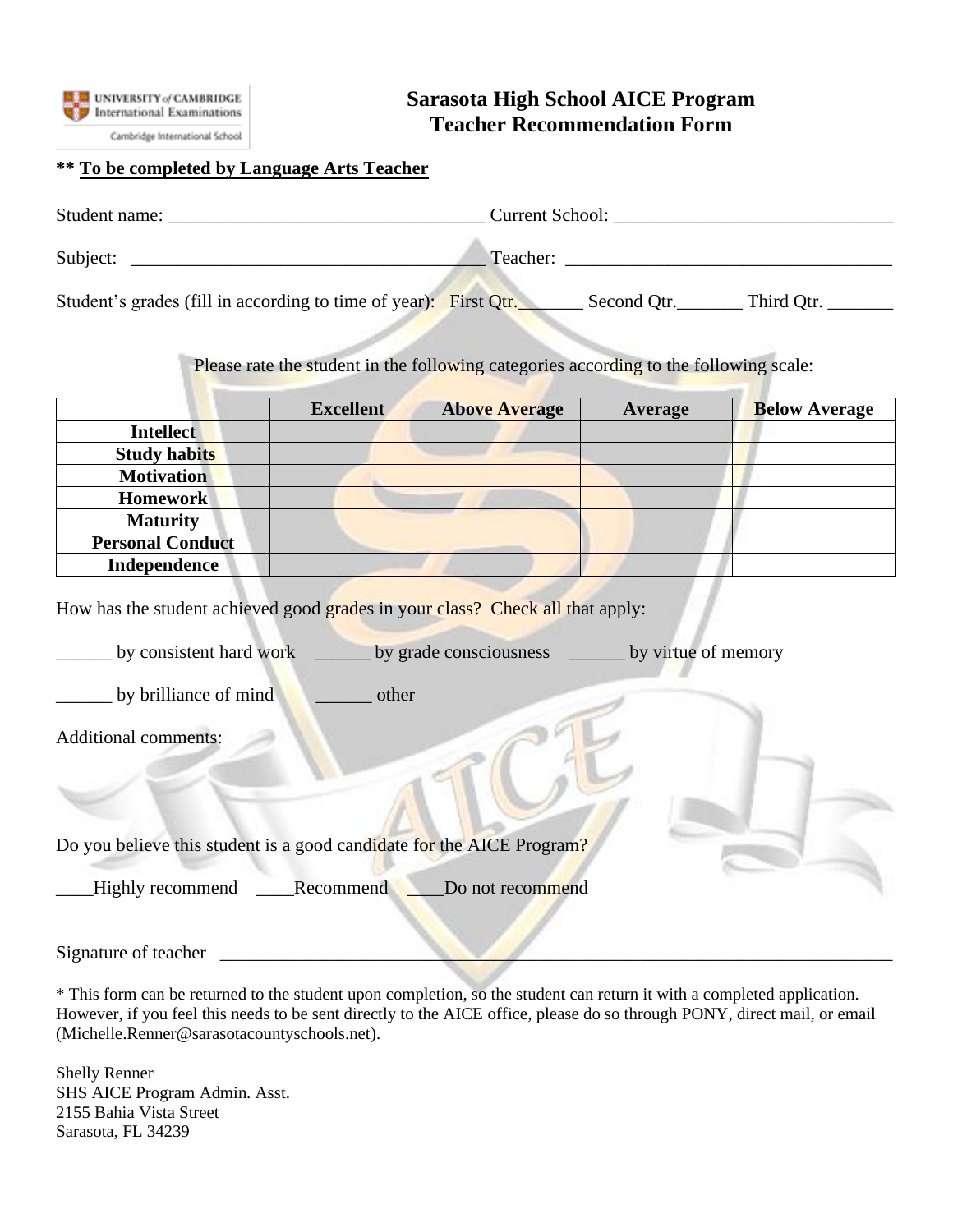UNIVERSITY of CAMBRIDGE International Examinations
Cambridge International School

# Sarasota High School AICE Program
# Teacher Recommendation Form

**** <u>To be completed by Language Arts Teacher</u>**

Student name: __________________________________ Current School: ______________________________

Subject: ______________________________________ Teacher: ___________________________________

Student's grades (fill in according to time of year): First Qtr._______ Second Qtr._______ Third Qtr. _______

Please rate the student in the following categories according to the following scale:

| | Excellent | Above Average | Average | Below Average |
|---|---|---|---|---|
| **Intellect** | | | | |
| **Study habits** | | | | |
| **Motivation** | | | | |
| **Homework** | | | | |
| **Maturity** | | | | |
| **Personal Conduct** | | | | |
| **Independence** | | | | |

How has the student achieved good grades in your class? Check all that apply:

______ by consistent hard work ______ by grade consciousness ______ by virtue of memory

______ by brilliance of mind ______ other

Additional comments:

Do you believe this student is a good candidate for the AICE Program?

____Highly recommend ____Recommend ____Do not recommend

Signature of teacher ___________________________________________________________________________

* This form can be returned to the student upon completion, so the student can return it with a completed application. However, if you feel this needs to be sent directly to the AICE office, please do so through PONY, direct mail, or email (Michelle.Renner@sarasotacountyschools.net).

Shelly Renner
SHS AICE Program Admin. Asst.
2155 Bahia Vista Street
Sarasota, FL 34239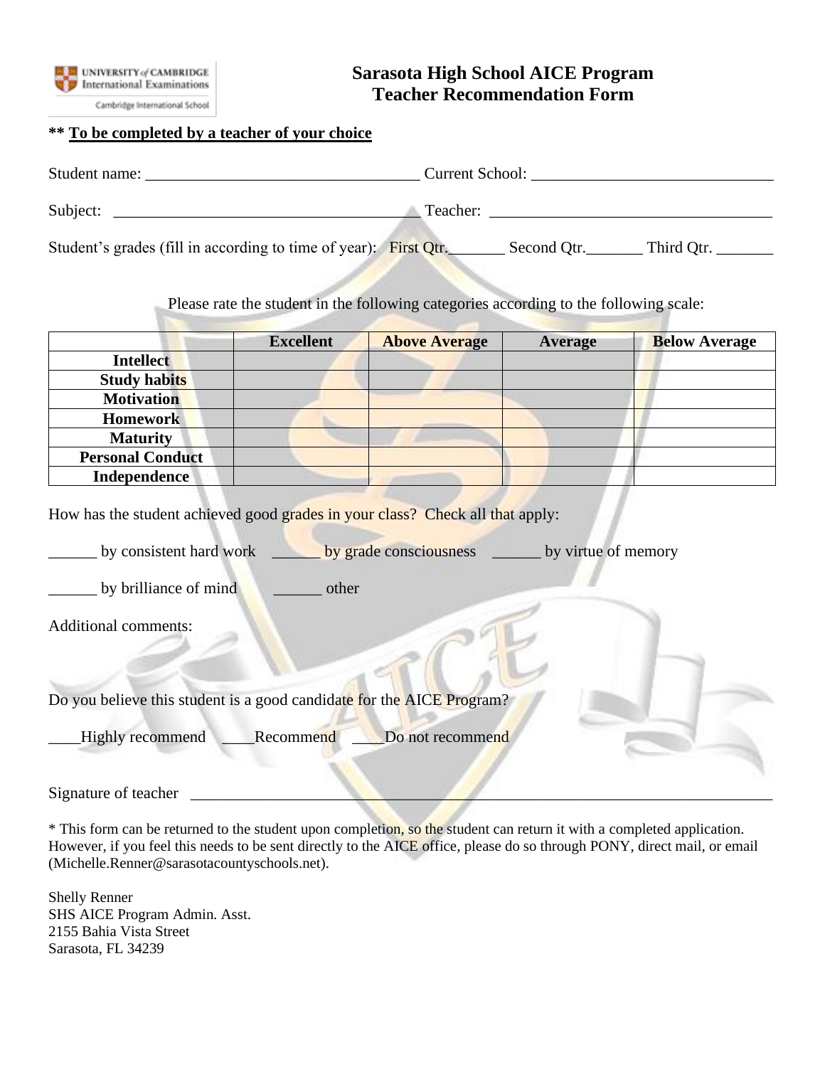# Sarasota High School AICE Program
# Teacher Recommendation Form

**\*\* <u>To be completed by a teacher of your choice</u>**

Student name: _________________________________ Current School: _____________________________

Subject: _____________________________________ Teacher: __________________________________

Student's grades (fill in according to time of year): First Qtr._______ Second Qtr._______ Third Qtr. _______

Please rate the student in the following categories according to the following scale:

| | Excellent | Above Average | Average | Below Average |
|---|---|---|---|---|
| **Intellect** | | | | |
| **Study habits** | | | | |
| **Motivation** | | | | |
| **Homework** | | | | |
| **Maturity** | | | | |
| **Personal Conduct** | | | | |
| **Independence** | | | | |

How has the student achieved good grades in your class? Check all that apply:

______ by consistent hard work ______ by grade consciousness ______ by virtue of memory

______ by brilliance of mind ______ other

Additional comments:

Do you believe this student is a good candidate for the AICE Program?

____Highly recommend ____Recommend ____Do not recommend

Signature of teacher ___________________________________________________________________________

\* This form can be returned to the student upon completion, so the student can return it with a completed application. However, if you feel this needs to be sent directly to the AICE office, please do so through PONY, direct mail, or email (Michelle.Renner@sarasotacountyschools.net).

Shelly Renner
SHS AICE Program Admin. Asst.
2155 Bahia Vista Street
Sarasota, FL 34239